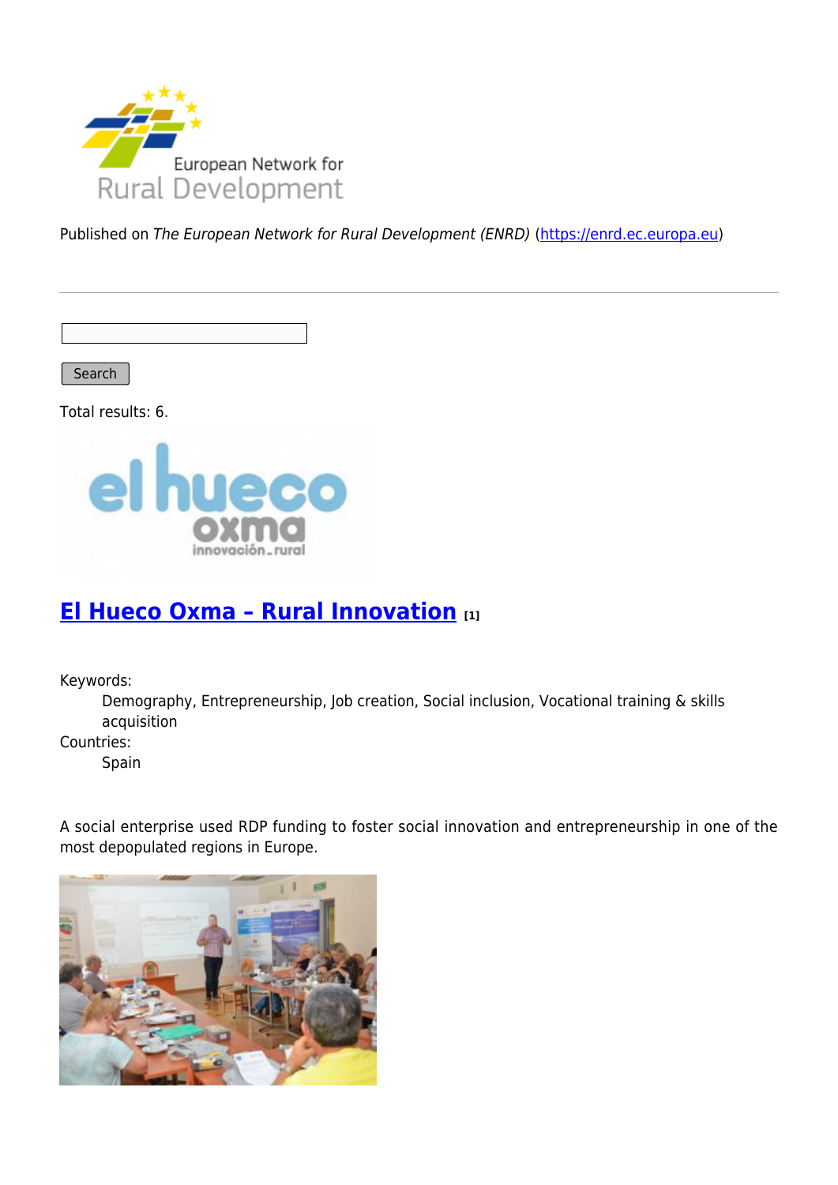Published on *The European Network for Rural Development (ENRD)* (https://enrd.ec.europa.eu)

Search

Total results: 6.

## El Hueco Oxma – Rural Innovation [1]

Keywords:
: Demography, Entrepreneurship, Job creation, Social inclusion, Vocational training & skills acquisition

Countries:
: Spain

A social enterprise used RDP funding to foster social innovation and entrepreneurship in one of the most depopulated regions in Europe.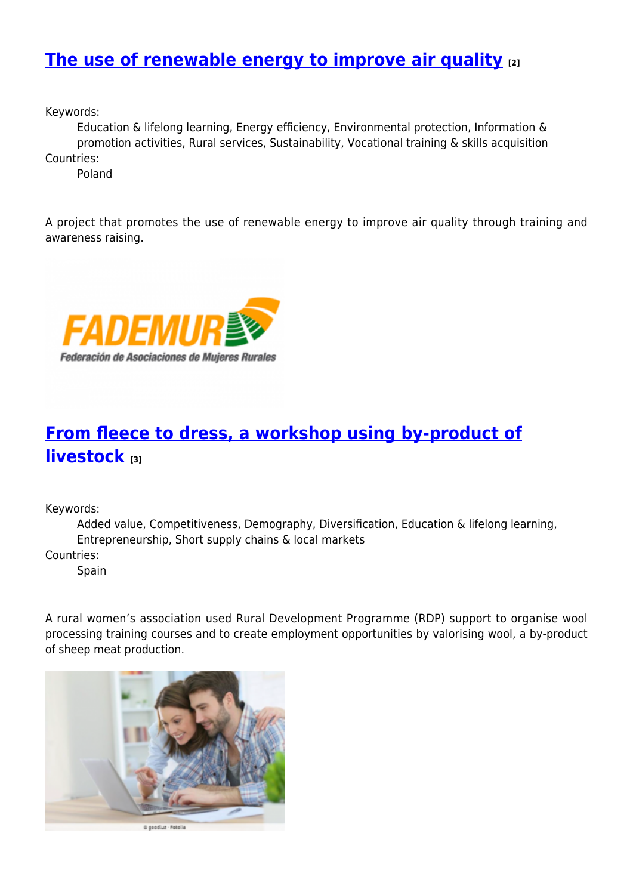## The use of renewable energy to improve air quality [2]

Keywords:
Education & lifelong learning, Energy efficiency, Environmental protection, Information & promotion activities, Rural services, Sustainability, Vocational training & skills acquisition

Countries:
Poland

A project that promotes the use of renewable energy to improve air quality through training and awareness raising.

## From fleece to dress, a workshop using by-product of livestock [3]

Keywords:
Added value, Competitiveness, Demography, Diversification, Education & lifelong learning, Entrepreneurship, Short supply chains & local markets

Countries:
Spain

A rural women's association used Rural Development Programme (RDP) support to organise wool processing training courses and to create employment opportunities by valorising wool, a by-product of sheep meat production.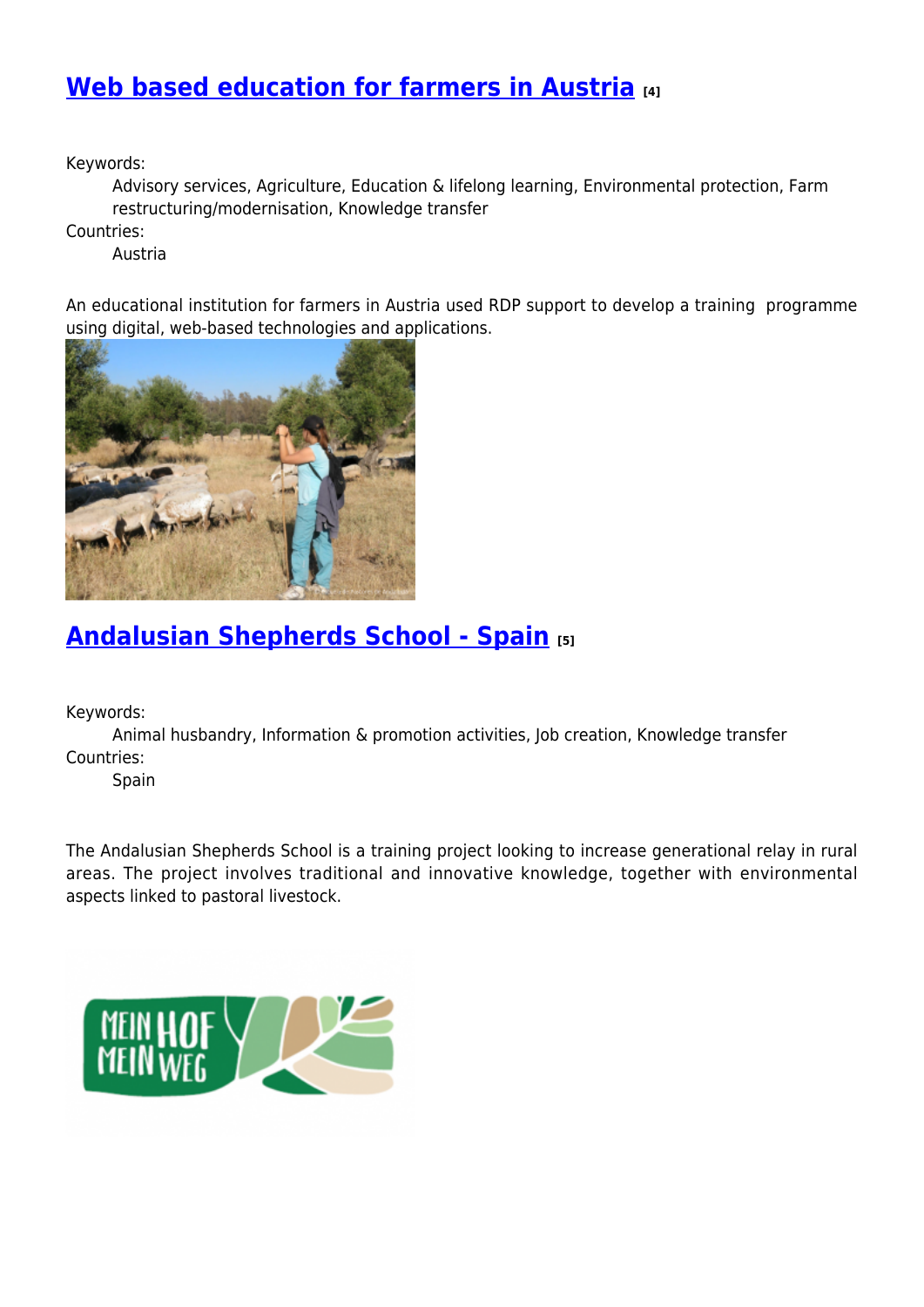## [Web based education for farmers in Austria](#) [4]

Keywords:

Advisory services, Agriculture, Education & lifelong learning, Environmental protection, Farm restructuring/modernisation, Knowledge transfer

Countries:

Austria

An educational institution for farmers in Austria used RDP support to develop a training programme using digital, web-based technologies and applications.

## [Andalusian Shepherds School - Spain](#) [5]

Keywords:

Animal husbandry, Information & promotion activities, Job creation, Knowledge transfer

Countries:

Spain

The Andalusian Shepherds School is a training project looking to increase generational relay in rural areas. The project involves traditional and innovative knowledge, together with environmental aspects linked to pastoral livestock.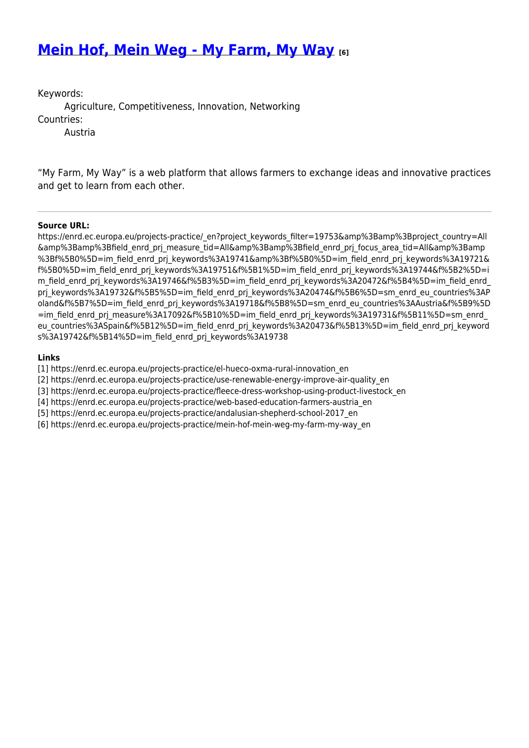## Mein Hof, Mein Weg - My Farm, My Way [6]

Keywords:

Agriculture, Competitiveness, Innovation, Networking

Countries:

Austria

“My Farm, My Way” is a web platform that allows farmers to exchange ideas and innovative practices and get to learn from each other.

---

**Source URL:** https://enrd.ec.europa.eu/projects-practice/_en?project_keywords_filter=19753&amp%3Bamp%3Bproject_country=All&amp%3Bamp%3Bfield_enrd_prj_measure_tid=All&amp%3Bamp%3Bfield_enrd_prj_focus_area_tid=All&amp%3Bamp%3Bf%5B0%5D=im_field_enrd_prj_keywords%3A19741&amp%3Bf%5B0%5D=im_field_enrd_prj_keywords%3A19721&f%5B0%5D=im_field_enrd_prj_keywords%3A19751&f%5B1%5D=im_field_enrd_prj_keywords%3A19744&f%5B2%5D=im_field_enrd_prj_keywords%3A19746&f%5B3%5D=im_field_enrd_prj_keywords%3A20472&f%5B4%5D=im_field_enrd_prj_keywords%3A19732&f%5B5%5D=im_field_enrd_prj_keywords%3A20474&f%5B6%5D=sm_enrd_eu_countries%3APoland&f%5B7%5D=im_field_enrd_prj_keywords%3A19718&f%5B8%5D=sm_enrd_eu_countries%3AAustria&f%5B9%5D=im_field_enrd_prj_measure%3A17092&f%5B10%5D=im_field_enrd_prj_keywords%3A19731&f%5B11%5D=sm_enrd_eu_countries%3ASpain&f%5B12%5D=im_field_enrd_prj_keywords%3A20473&f%5B13%5D=im_field_enrd_prj_keywords%3A19742&f%5B14%5D=im_field_enrd_prj_keywords%3A19738

**Links**

[1] https://enrd.ec.europa.eu/projects-practice/el-hueco-oxma-rural-innovation_en
[2] https://enrd.ec.europa.eu/projects-practice/use-renewable-energy-improve-air-quality_en
[3] https://enrd.ec.europa.eu/projects-practice/fleece-dress-workshop-using-product-livestock_en
[4] https://enrd.ec.europa.eu/projects-practice/web-based-education-farmers-austria_en
[5] https://enrd.ec.europa.eu/projects-practice/andalusian-shepherd-school-2017_en
[6] https://enrd.ec.europa.eu/projects-practice/mein-hof-mein-weg-my-farm-my-way_en